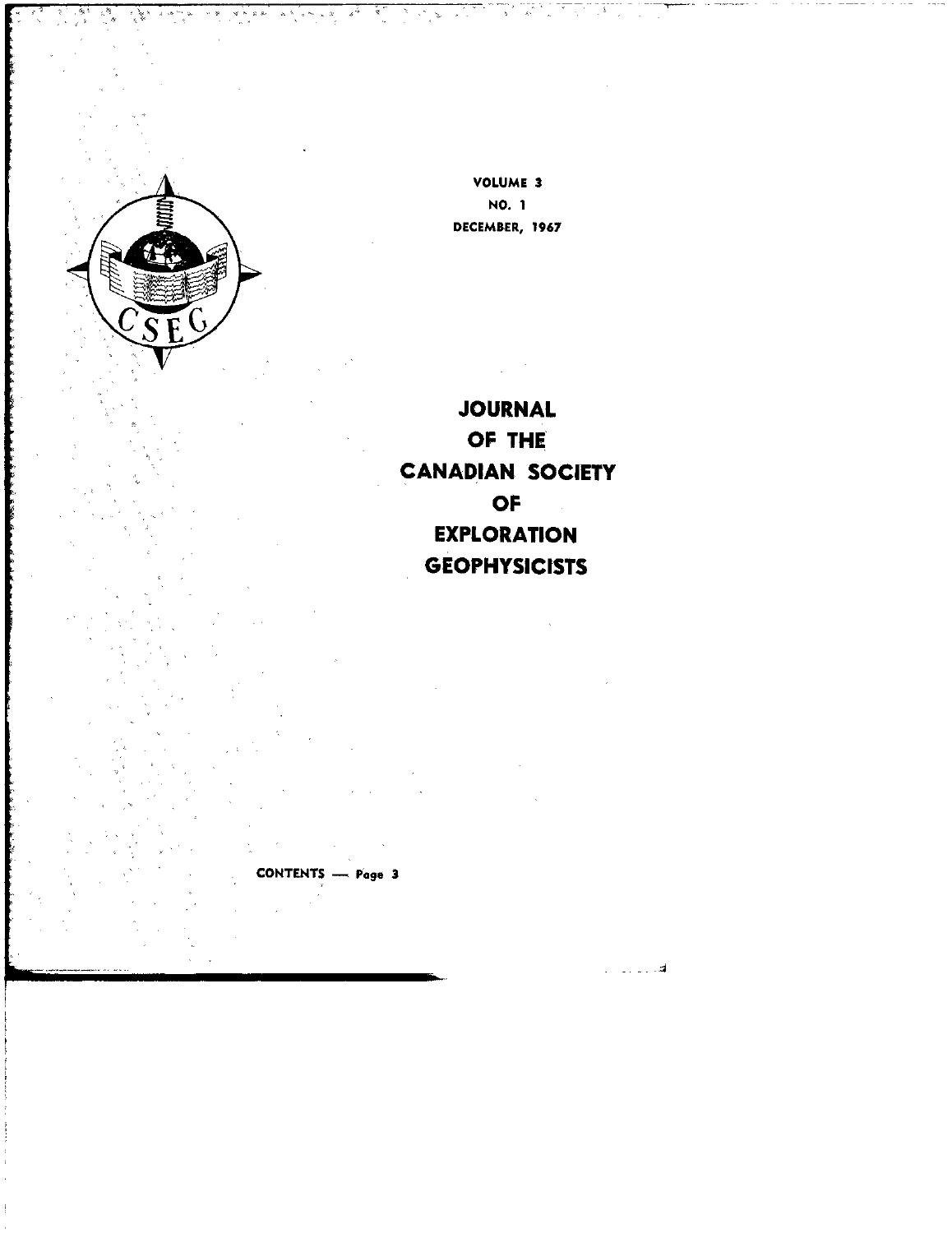VOLUME 3

NO. 1

DECEMBER, 1967

# JOURNAL OF THE CANADIAN SOCIETY OF EXPLORATION GEOPHYSICISTS

CONTENTS — Page 3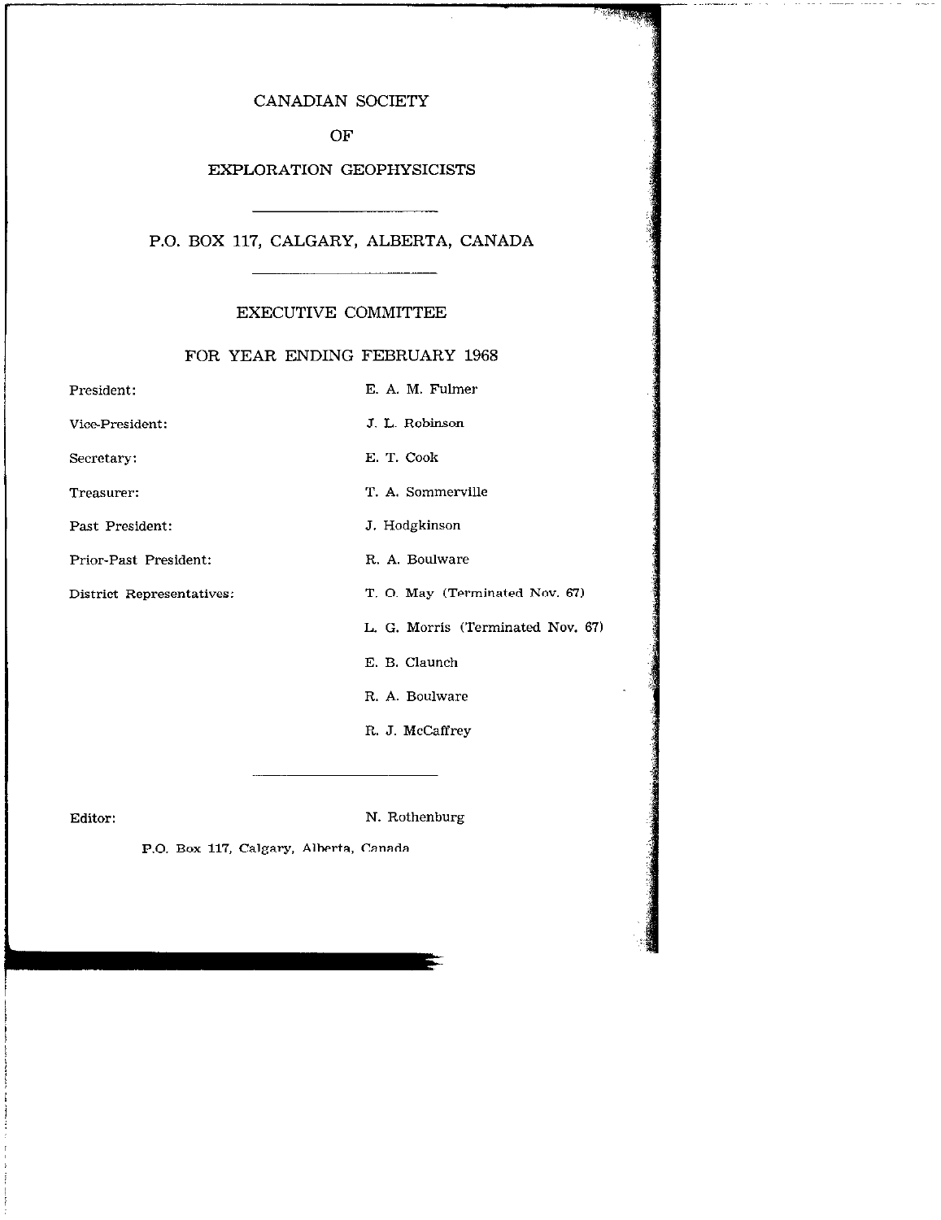# CANADIAN SOCIETY

# OF

# EXPLORATION GEOPHYSICISTS

---

## P.O. BOX 117, CALGARY, ALBERTA, CANADA

---

## EXECUTIVE COMMITTEE

## FOR YEAR ENDING FEBRUARY 1968

| | |
|---|---|
| President: | E. A. M. Fulmer |
| Vice-President: | J. L. Robinson |
| Secretary: | E. T. Cook |
| Treasurer: | T. A. Sommerville |
| Past President: | J. Hodgkinson |
| Prior-Past President: | R. A. Boulware |
| District Representatives: | T. O. May (Terminated Nov. 67) |
| | L. G. Morris (Terminated Nov. 67) |
| | E. B. Claunch |
| | R. A. Boulware |
| | R. J. McCaffrey |

---

Editor: N. Rothenburg

P.O. Box 117, Calgary, Alberta, Canada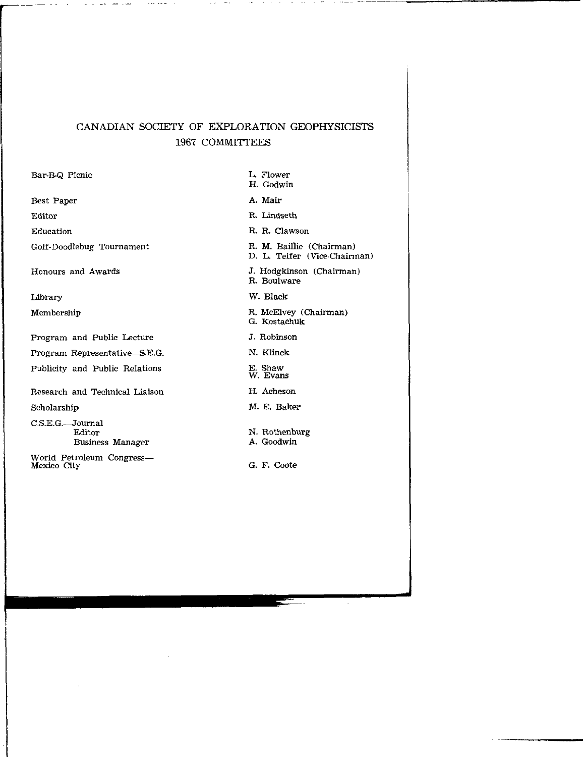# CANADIAN SOCIETY OF EXPLORATION GEOPHYSICISTS
## 1967 COMMITTEES

| Committee | Members |
|---|---|
| Bar-B-Q Picnic | L. Flower<br>H. Godwin |
| Best Paper | A. Mair |
| Editor | R. Lindseth |
| Education | R. R. Clawson |
| Golf-Doodlebug Tournament | R. M. Baillie (Chairman)<br>D. L. Telfer (Vice-Chairman) |
| Honours and Awards | J. Hodgkinson (Chairman)<br>R. Boulware |
| Library | W. Black |
| Membership | R. McElvey (Chairman)<br>G. Kostachuk |
| Program and Public Lecture | J. Robinson |
| Program Representative—S.E.G. | N. Klinck |
| Publicity and Public Relations | E. Shaw<br>W. Evans |
| Research and Technical Liaison | H. Acheson |
| Scholarship | M. E. Baker |
| C.S.E.G.—Journal<br>Editor<br>Business Manager | <br>N. Rothenburg<br>A. Goodwin |
| World Petroleum Congress—<br>Mexico City | G. F. Coote |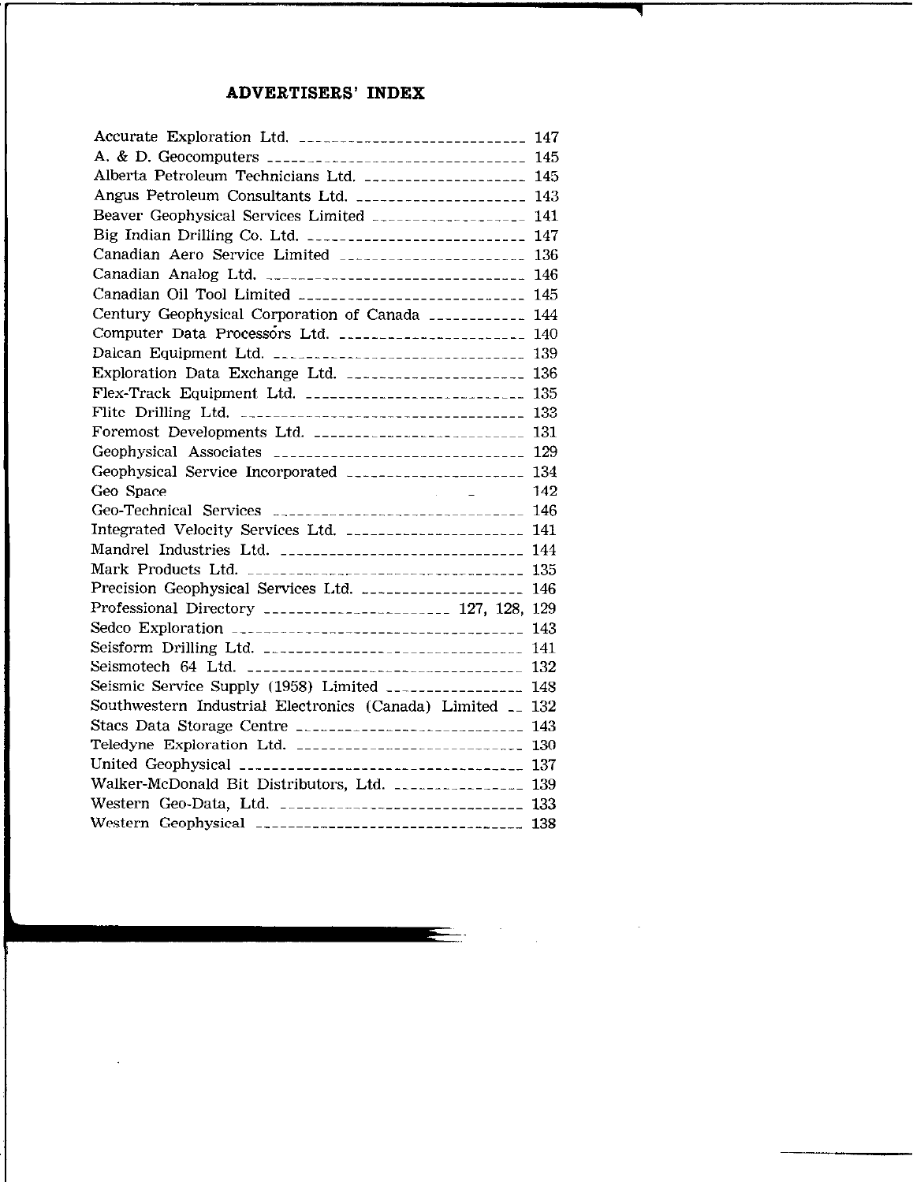## ADVERTISERS' INDEX

| Advertiser | Page |
|---|---|
| Accurate Exploration Ltd. | 147 |
| A. & D. Geocomputers | 145 |
| Alberta Petroleum Technicians Ltd. | 145 |
| Angus Petroleum Consultants Ltd. | 143 |
| Beaver Geophysical Services Limited | 141 |
| Big Indian Drilling Co. Ltd. | 147 |
| Canadian Aero Service Limited | 136 |
| Canadian Analog Ltd. | 146 |
| Canadian Oil Tool Limited | 145 |
| Century Geophysical Corporation of Canada | 144 |
| Computer Data Processors Ltd. | 140 |
| Dalcan Equipment Ltd. | 139 |
| Exploration Data Exchange Ltd. | 136 |
| Flex-Track Equipment Ltd. | 135 |
| Flite Drilling Ltd. | 133 |
| Foremost Developments Ltd. | 131 |
| Geophysical Associates | 129 |
| Geophysical Service Incorporated | 134 |
| Geo Space | 142 |
| Geo-Technical Services | 146 |
| Integrated Velocity Services Ltd. | 141 |
| Mandrel Industries Ltd. | 144 |
| Mark Products Ltd. | 135 |
| Precision Geophysical Services Ltd. | 146 |
| Professional Directory | 127, 128, 129 |
| Sedco Exploration | 143 |
| Seisform Drilling Ltd. | 141 |
| Seismotech 64 Ltd. | 132 |
| Seismic Service Supply (1958) Limited | 148 |
| Southwestern Industrial Electronics (Canada) Limited | 132 |
| Stacs Data Storage Centre | 143 |
| Teledyne Exploration Ltd. | 130 |
| United Geophysical | 137 |
| Walker-McDonald Bit Distributors, Ltd. | 139 |
| Western Geo-Data, Ltd. | 133 |
| Western Geophysical | 138 |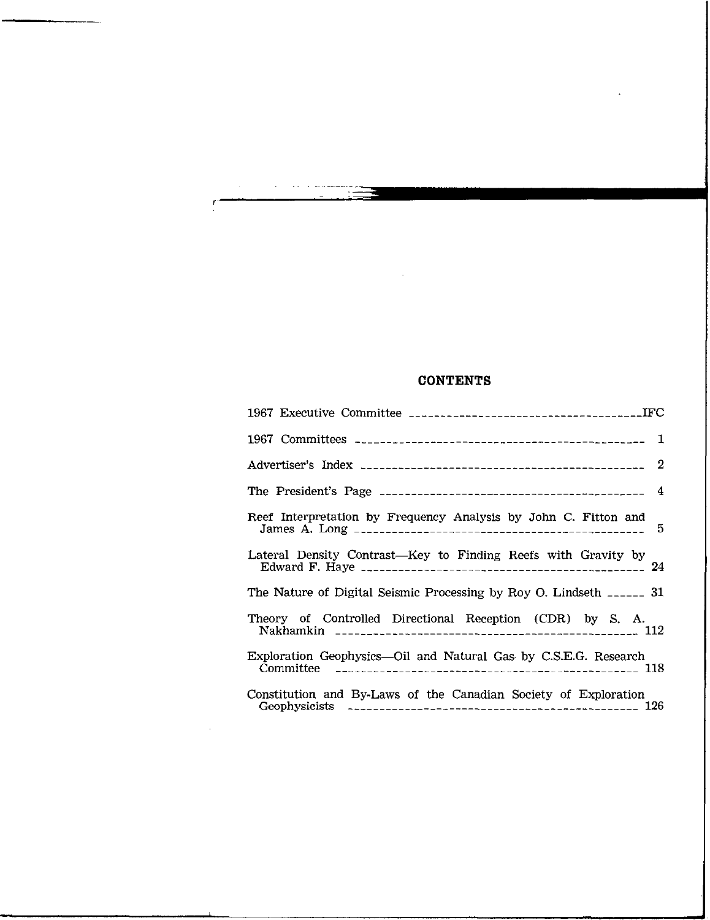# CONTENTS

1967 Executive Committee ------------------------------------IFC

1967 Committees -------------------------------------------- 1

Advertiser's Index ------------------------------------------ 2

The President's Page ---------------------------------------- 4

Reef Interpretation by Frequency Analysis by John C. Fitton and James A. Long ---------------------------------------------- 5

Lateral Density Contrast—Key to Finding Reefs with Gravity by Edward F. Haye ------------------------------------------- 24

The Nature of Digital Seismic Processing by Roy O. Lindseth ------ 31

Theory of Controlled Directional Reception (CDR) by S. A. Nakhamkin ----------------------------------------------- 112

Exploration Geophysics—Oil and Natural Gas by C.S.E.G. Research Committee ---------------------------------------------- 118

Constitution and By-Laws of the Canadian Society of Exploration Geophysicists ------------------------------------------- 126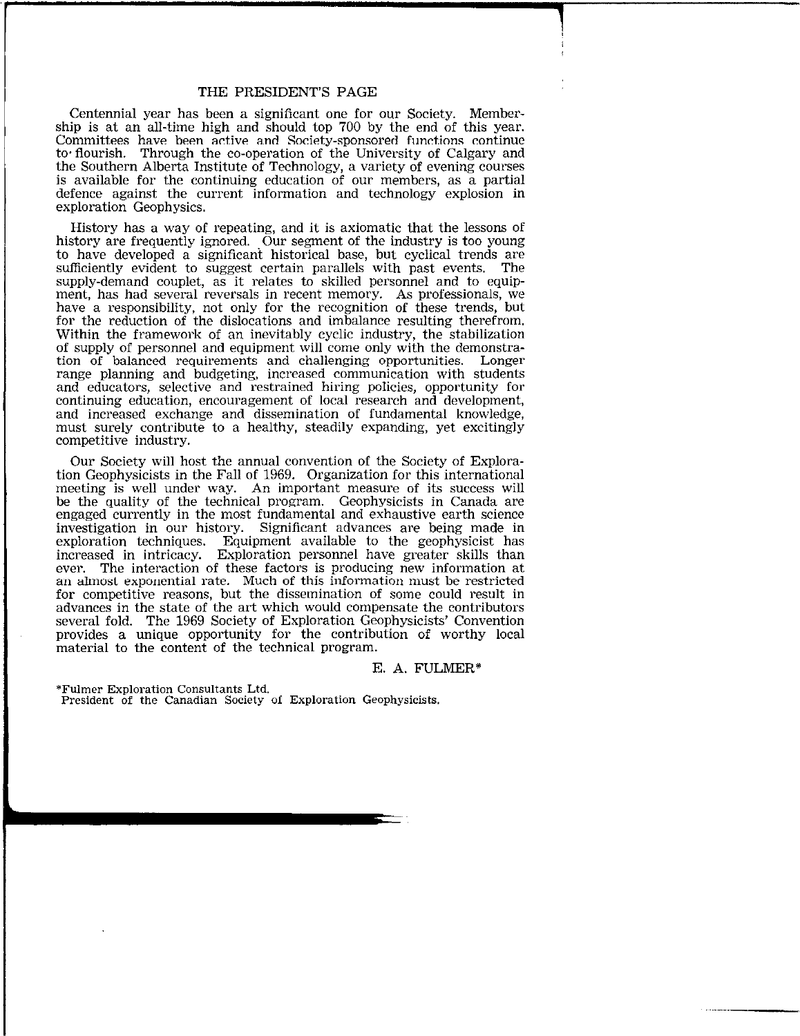## THE PRESIDENT'S PAGE

Centennial year has been a significant one for our Society. Membership is at an all-time high and should top 700 by the end of this year. Committees have been active and Society-sponsored functions continue to flourish. Through the co-operation of the University of Calgary and the Southern Alberta Institute of Technology, a variety of evening courses is available for the continuing education of our members, as a partial defence against the current information and technology explosion in exploration Geophysics.

History has a way of repeating, and it is axiomatic that the lessons of history are frequently ignored. Our segment of the industry is too young to have developed a significant historical base, but cyclical trends are sufficiently evident to suggest certain parallels with past events. The supply-demand couplet, as it relates to skilled personnel and to equipment, has had several reversals in recent memory. As professionals, we have a responsibility, not only for the recognition of these trends, but for the reduction of the dislocations and imbalance resulting therefrom. Within the framework of an inevitably cyclic industry, the stabilization of supply of personnel and equipment will come only with the demonstration of balanced requirements and challenging opportunities. Longer range planning and budgeting, increased communication with students and educators, selective and restrained hiring policies, opportunity for continuing education, encouragement of local research and development, and increased exchange and dissemination of fundamental knowledge, must surely contribute to a healthy, steadily expanding, yet excitingly competitive industry.

Our Society will host the annual convention of the Society of Exploration Geophysicists in the Fall of 1969. Organization for this international meeting is well under way. An important measure of its success will be the quality of the technical program. Geophysicists in Canada are engaged currently in the most fundamental and exhaustive earth science investigation in our history. Significant advances are being made in exploration techniques. Equipment available to the geophysicist has increased in intricacy. Exploration personnel have greater skills than ever. The interaction of these factors is producing new information at an almost exponential rate. Much of this information must be restricted for competitive reasons, but the dissemination of some could result in advances in the state of the art which would compensate the contributors several fold. The 1969 Society of Exploration Geophysicists' Convention provides a unique opportunity for the contribution of worthy local material to the content of the technical program.

E. A. FULMER*

*Fulmer Exploration Consultants Ltd.
President of the Canadian Society of Exploration Geophysicists.